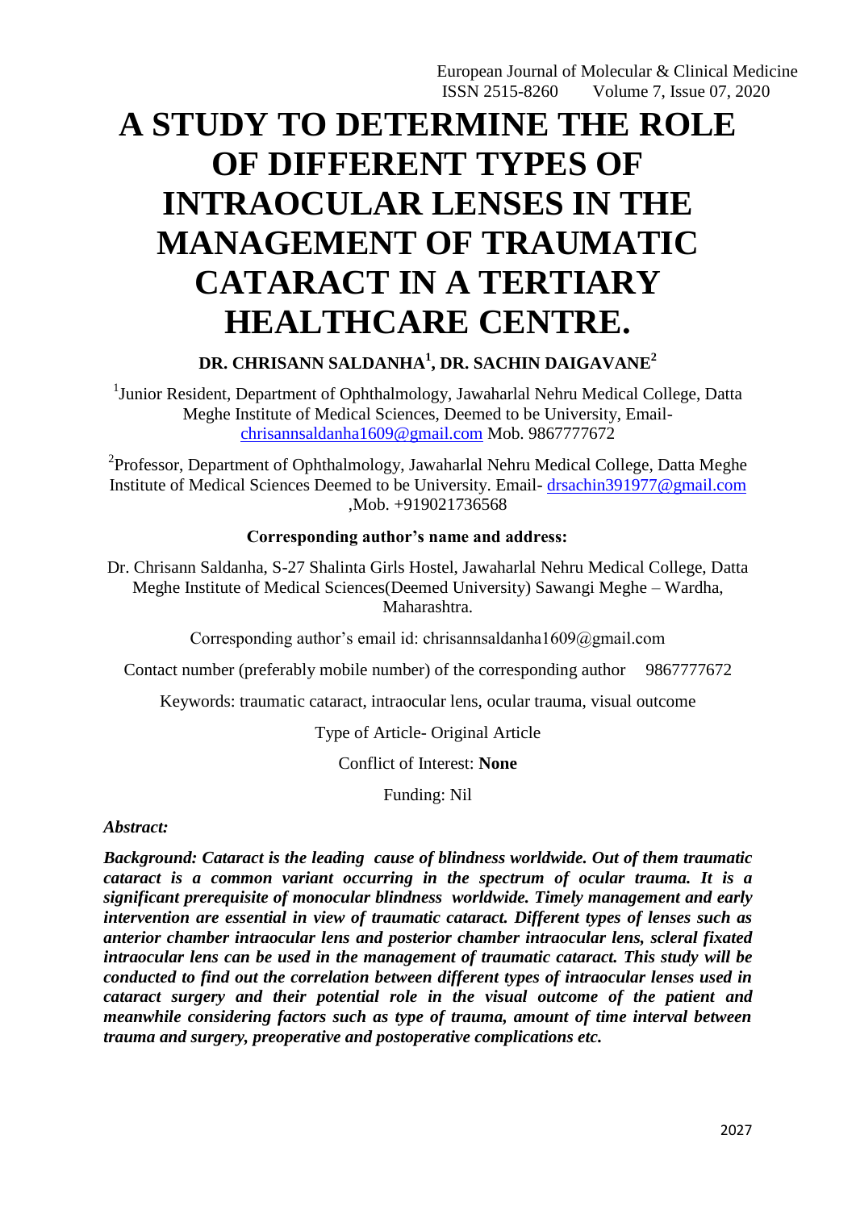# A STUDY TO DETERMINE THE ROLE OF DIFFERENT TYPES OF INTRAOCULAR LENSES IN THE MANAGEMENT OF TRAUMATIC CATARACT IN A TERTIARY HEALTHCARE CENTRE.

**DR. CHRISANN SALDANHA[1], DR. SACHIN DAIGAVANE[2]**

[1]Junior Resident, Department of Ophthalmology, Jawaharlal Nehru Medical College, Datta Meghe Institute of Medical Sciences, Deemed to be University, Email- chrisannsaldanha1609@gmail.com Mob. 9867777672

[2]Professor, Department of Ophthalmology, Jawaharlal Nehru Medical College, Datta Meghe Institute of Medical Sciences Deemed to be University. Email- drsachin391977@gmail.com ,Mob. +919021736568

**Corresponding author's name and address:**

Dr. Chrisann Saldanha, S-27 Shalinta Girls Hostel, Jawaharlal Nehru Medical College, Datta Meghe Institute of Medical Sciences(Deemed University) Sawangi Meghe – Wardha, Maharashtra.

Corresponding author's email id: chrisannsaldanha1609@gmail.com

Contact number (preferably mobile number) of the corresponding author 9867777672

Keywords: traumatic cataract, intraocular lens, ocular trauma, visual outcome

Type of Article- Original Article

Conflict of Interest: **None**

Funding: Nil

*Abstract:*

***Background: Cataract is the leading cause of blindness worldwide. Out of them traumatic cataract is a common variant occurring in the spectrum of ocular trauma. It is a significant prerequisite of monocular blindness worldwide. Timely management and early intervention are essential in view of traumatic cataract. Different types of lenses such as anterior chamber intraocular lens and posterior chamber intraocular lens, scleral fixated intraocular lens can be used in the management of traumatic cataract. This study will be conducted to find out the correlation between different types of intraocular lenses used in cataract surgery and their potential role in the visual outcome of the patient and meanwhile considering factors such as type of trauma, amount of time interval between trauma and surgery, preoperative and postoperative complications etc.***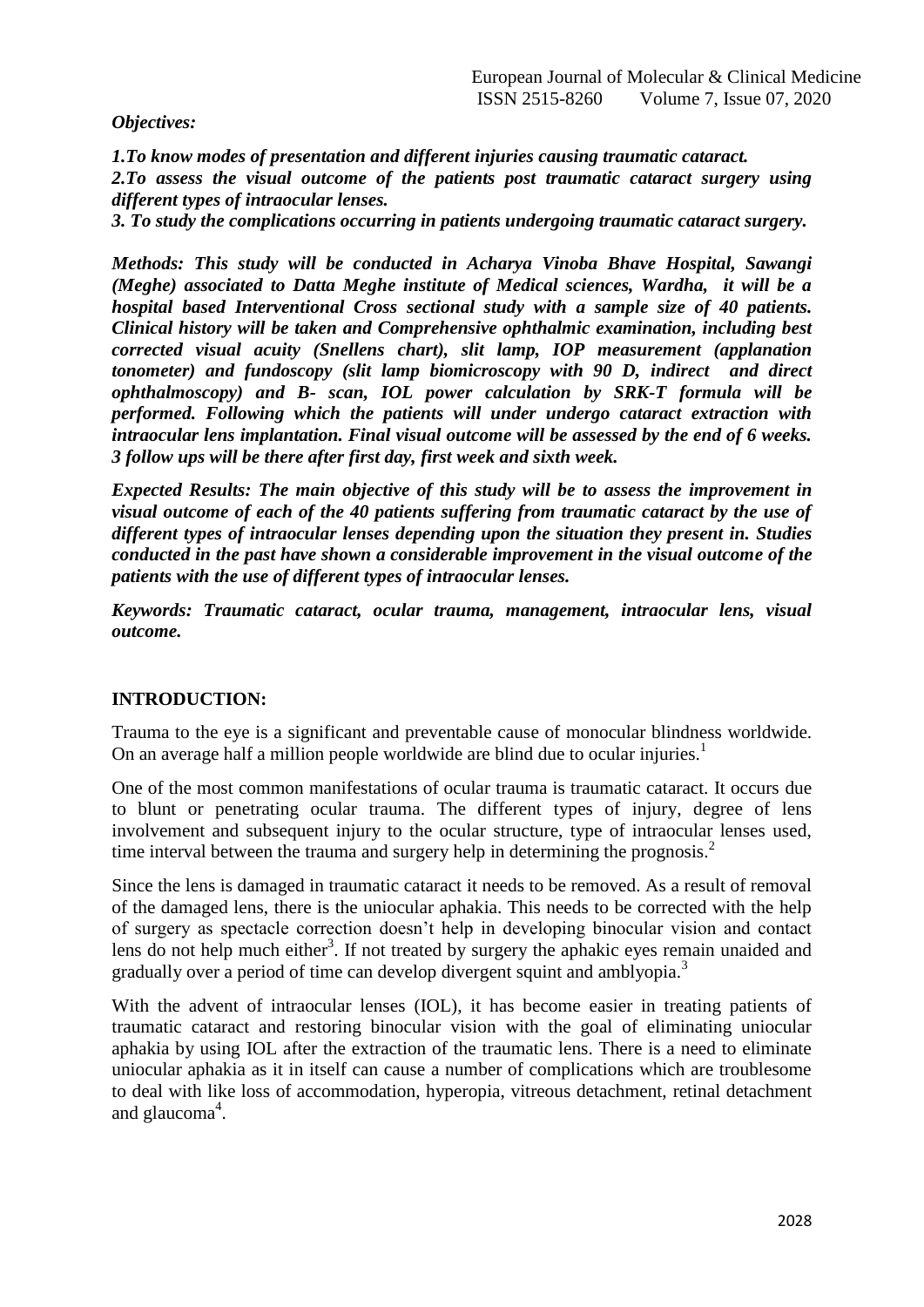***Objectives:***

***1.To know modes of presentation and different injuries causing traumatic cataract.***
***2.To assess the visual outcome of the patients post traumatic cataract surgery using different types of intraocular lenses.***
***3. To study the complications occurring in patients undergoing traumatic cataract surgery.***

***Methods: This study will be conducted in Acharya Vinoba Bhave Hospital, Sawangi (Meghe) associated to Datta Meghe institute of Medical sciences, Wardha, it will be a hospital based Interventional Cross sectional study with a sample size of 40 patients. Clinical history will be taken and Comprehensive ophthalmic examination, including best corrected visual acuity (Snellens chart), slit lamp, IOP measurement (applanation tonometer) and fundoscopy (slit lamp biomicroscopy with 90 D, indirect and direct ophthalmoscopy) and B- scan, IOL power calculation by SRK-T formula will be performed. Following which the patients will under undergo cataract extraction with intraocular lens implantation. Final visual outcome will be assessed by the end of 6 weeks. 3 follow ups will be there after first day, first week and sixth week.***

***Expected Results: The main objective of this study will be to assess the improvement in visual outcome of each of the 40 patients suffering from traumatic cataract by the use of different types of intraocular lenses depending upon the situation they present in. Studies conducted in the past have shown a considerable improvement in the visual outcome of the patients with the use of different types of intraocular lenses.***

***Keywords: Traumatic cataract, ocular trauma, management, intraocular lens, visual outcome.***

## INTRODUCTION:

Trauma to the eye is a significant and preventable cause of monocular blindness worldwide. On an average half a million people worldwide are blind due to ocular injuries.[1]

One of the most common manifestations of ocular trauma is traumatic cataract. It occurs due to blunt or penetrating ocular trauma. The different types of injury, degree of lens involvement and subsequent injury to the ocular structure, type of intraocular lenses used, time interval between the trauma and surgery help in determining the prognosis.[2]

Since the lens is damaged in traumatic cataract it needs to be removed. As a result of removal of the damaged lens, there is the uniocular aphakia. This needs to be corrected with the help of surgery as spectacle correction doesn't help in developing binocular vision and contact lens do not help much either[3]. If not treated by surgery the aphakic eyes remain unaided and gradually over a period of time can develop divergent squint and amblyopia.[3]

With the advent of intraocular lenses (IOL), it has become easier in treating patients of traumatic cataract and restoring binocular vision with the goal of eliminating uniocular aphakia by using IOL after the extraction of the traumatic lens. There is a need to eliminate uniocular aphakia as it in itself can cause a number of complications which are troublesome to deal with like loss of accommodation, hyperopia, vitreous detachment, retinal detachment and glaucoma[4].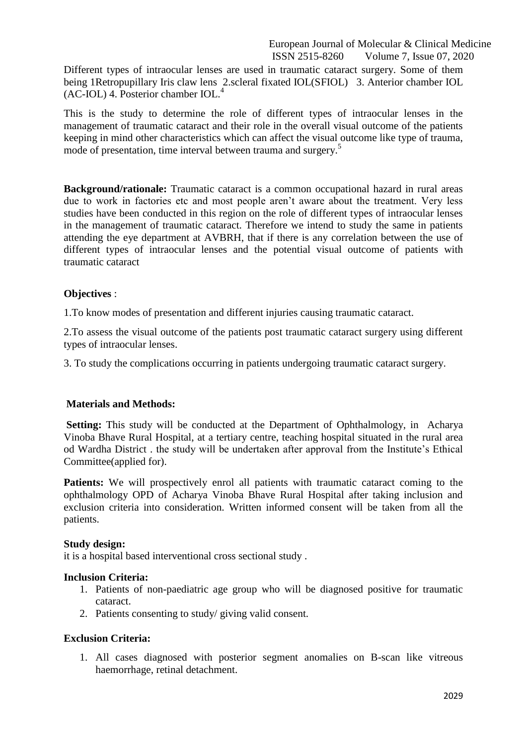Different types of intraocular lenses are used in traumatic cataract surgery. Some of them being 1Retropupillary Iris claw lens 2.scleral fixated IOL(SFIOL) 3. Anterior chamber IOL (AC-IOL) 4. Posterior chamber IOL.[4]

This is the study to determine the role of different types of intraocular lenses in the management of traumatic cataract and their role in the overall visual outcome of the patients keeping in mind other characteristics which can affect the visual outcome like type of trauma, mode of presentation, time interval between trauma and surgery.[5]

**Background/rationale:** Traumatic cataract is a common occupational hazard in rural areas due to work in factories etc and most people aren't aware about the treatment. Very less studies have been conducted in this region on the role of different types of intraocular lenses in the management of traumatic cataract. Therefore we intend to study the same in patients attending the eye department at AVBRH, that if there is any correlation between the use of different types of intraocular lenses and the potential visual outcome of patients with traumatic cataract

**Objectives** :

1.To know modes of presentation and different injuries causing traumatic cataract.

2.To assess the visual outcome of the patients post traumatic cataract surgery using different types of intraocular lenses.

3. To study the complications occurring in patients undergoing traumatic cataract surgery.

**Materials and Methods:**

**Setting:** This study will be conducted at the Department of Ophthalmology, in Acharya Vinoba Bhave Rural Hospital, at a tertiary centre, teaching hospital situated in the rural area od Wardha District . the study will be undertaken after approval from the Institute's Ethical Committee(applied for).

**Patients:** We will prospectively enrol all patients with traumatic cataract coming to the ophthalmology OPD of Acharya Vinoba Bhave Rural Hospital after taking inclusion and exclusion criteria into consideration. Written informed consent will be taken from all the patients.

**Study design:**
it is a hospital based interventional cross sectional study .

**Inclusion Criteria:**

1. Patients of non-paediatric age group who will be diagnosed positive for traumatic cataract.
2. Patients consenting to study/ giving valid consent.

**Exclusion Criteria:**

1. All cases diagnosed with posterior segment anomalies on B-scan like vitreous haemorrhage, retinal detachment.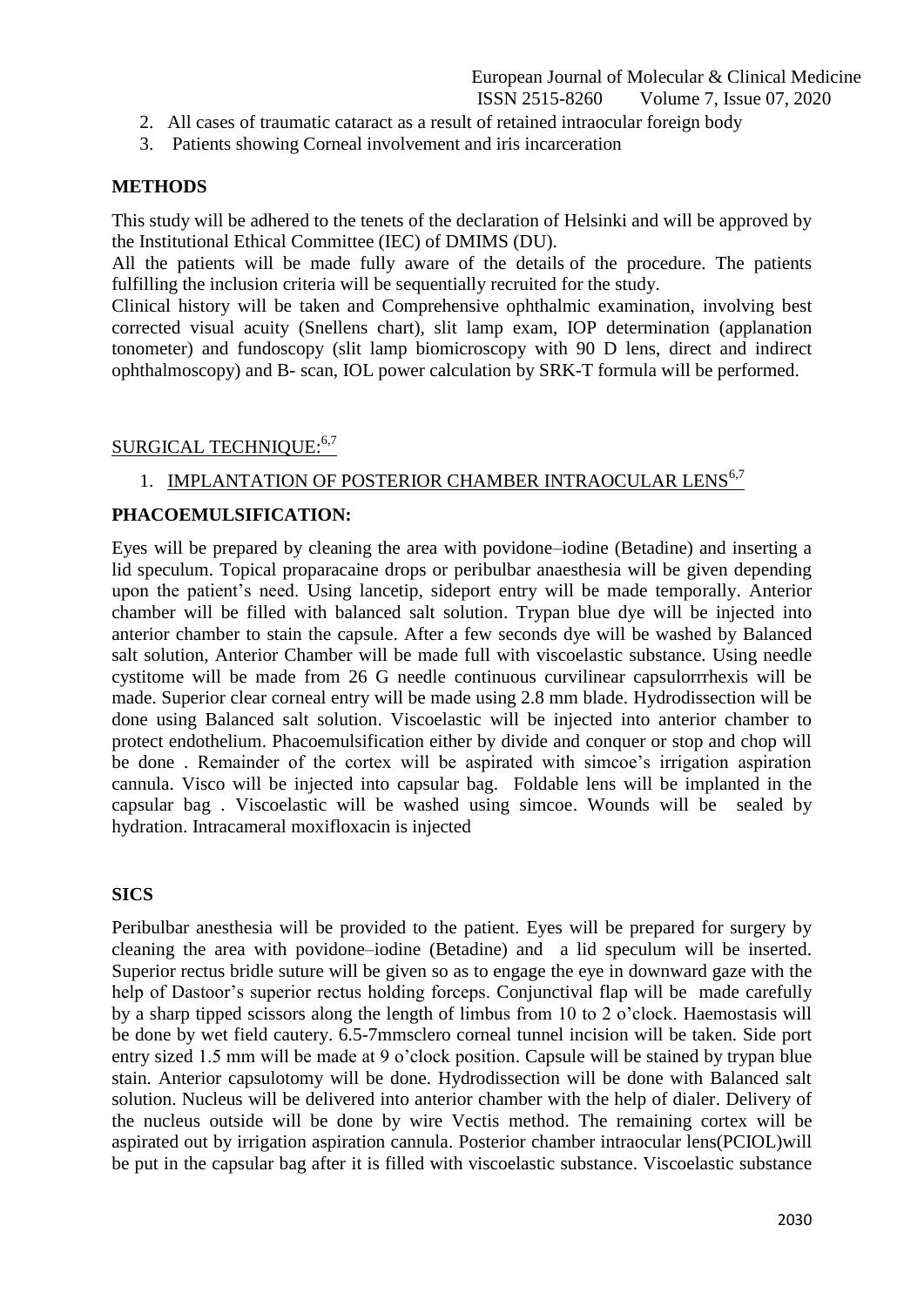2. All cases of traumatic cataract as a result of retained intraocular foreign body
3. Patients showing Corneal involvement and iris incarceration

## METHODS

This study will be adhered to the tenets of the declaration of Helsinki and will be approved by the Institutional Ethical Committee (IEC) of DMIMS (DU).

All the patients will be made fully aware of the details of the procedure. The patients fulfilling the inclusion criteria will be sequentially recruited for the study.

Clinical history will be taken and Comprehensive ophthalmic examination, involving best corrected visual acuity (Snellens chart), slit lamp exam, IOP determination (applanation tonometer) and fundoscopy (slit lamp biomicroscopy with 90 D lens, direct and indirect ophthalmoscopy) and B- scan, IOL power calculation by SRK-T formula will be performed.

## SURGICAL TECHNIQUE:[6,7]

1. IMPLANTATION OF POSTERIOR CHAMBER INTRAOCULAR LENS[6,7]

### PHACOEMULSIFICATION:

Eyes will be prepared by cleaning the area with povidone–iodine (Betadine) and inserting a lid speculum. Topical proparacaine drops or peribulbar anaesthesia will be given depending upon the patient's need. Using lancetip, sideport entry will be made temporally. Anterior chamber will be filled with balanced salt solution. Trypan blue dye will be injected into anterior chamber to stain the capsule. After a few seconds dye will be washed by Balanced salt solution, Anterior Chamber will be made full with viscoelastic substance. Using needle cystitome will be made from 26 G needle continuous curvilinear capsulorrrhexis will be made. Superior clear corneal entry will be made using 2.8 mm blade. Hydrodissection will be done using Balanced salt solution. Viscoelastic will be injected into anterior chamber to protect endothelium. Phacoemulsification either by divide and conquer or stop and chop will be done . Remainder of the cortex will be aspirated with simcoe's irrigation aspiration cannula. Visco will be injected into capsular bag. Foldable lens will be implanted in the capsular bag . Viscoelastic will be washed using simcoe. Wounds will be sealed by hydration. Intracameral moxifloxacin is injected

### SICS

Peribulbar anesthesia will be provided to the patient. Eyes will be prepared for surgery by cleaning the area with povidone–iodine (Betadine) and a lid speculum will be inserted. Superior rectus bridle suture will be given so as to engage the eye in downward gaze with the help of Dastoor's superior rectus holding forceps. Conjunctival flap will be made carefully by a sharp tipped scissors along the length of limbus from 10 to 2 o'clock. Haemostasis will be done by wet field cautery. 6.5-7mmsclero corneal tunnel incision will be taken. Side port entry sized 1.5 mm will be made at 9 o'clock position. Capsule will be stained by trypan blue stain. Anterior capsulotomy will be done. Hydrodissection will be done with Balanced salt solution. Nucleus will be delivered into anterior chamber with the help of dialer. Delivery of the nucleus outside will be done by wire Vectis method. The remaining cortex will be aspirated out by irrigation aspiration cannula. Posterior chamber intraocular lens(PCIOL)will be put in the capsular bag after it is filled with viscoelastic substance. Viscoelastic substance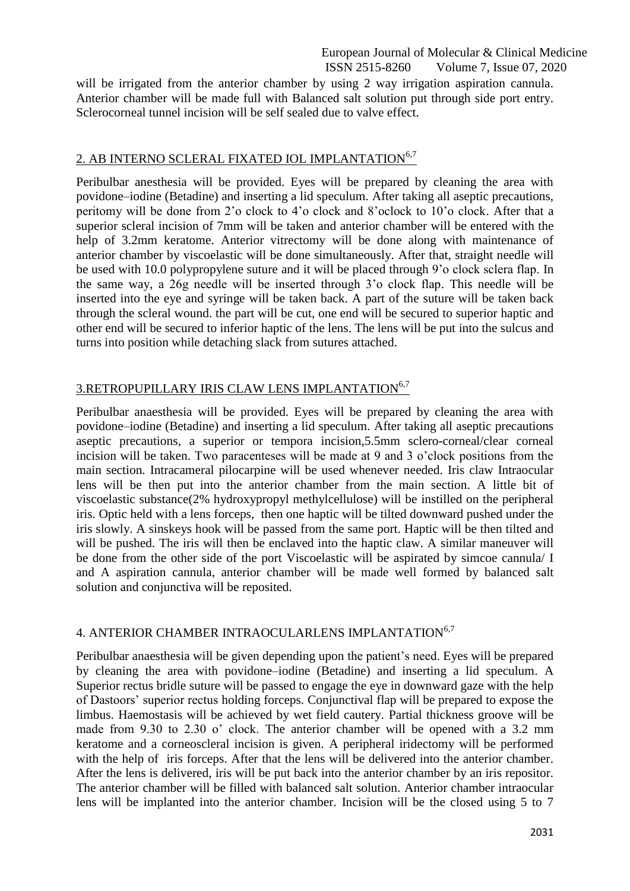will be irrigated from the anterior chamber by using 2 way irrigation aspiration cannula. Anterior chamber will be made full with Balanced salt solution put through side port entry. Sclerocorneal tunnel incision will be self sealed due to valve effect.

## 2. AB INTERNO SCLERAL FIXATED IOL IMPLANTATION[6,7]

Peribulbar anesthesia will be provided. Eyes will be prepared by cleaning the area with povidone–iodine (Betadine) and inserting a lid speculum. After taking all aseptic precautions, peritomy will be done from 2'o clock to 4'o clock and 8'oclock to 10'o clock. After that a superior scleral incision of 7mm will be taken and anterior chamber will be entered with the help of 3.2mm keratome. Anterior vitrectomy will be done along with maintenance of anterior chamber by viscoelastic will be done simultaneously. After that, straight needle will be used with 10.0 polypropylene suture and it will be placed through 9'o clock sclera flap. In the same way, a 26g needle will be inserted through 3'o clock flap. This needle will be inserted into the eye and syringe will be taken back. A part of the suture will be taken back through the scleral wound. the part will be cut, one end will be secured to superior haptic and other end will be secured to inferior haptic of the lens. The lens will be put into the sulcus and turns into position while detaching slack from sutures attached.

## 3.RETROPUPILLARY IRIS CLAW LENS IMPLANTATION[6,7]

Peribulbar anaesthesia will be provided. Eyes will be prepared by cleaning the area with povidone–iodine (Betadine) and inserting a lid speculum. After taking all aseptic precautions aseptic precautions, a superior or tempora incision,5.5mm sclero-corneal/clear corneal incision will be taken. Two paracenteses will be made at 9 and 3 o'clock positions from the main section. Intracameral pilocarpine will be used whenever needed. Iris claw Intraocular lens will be then put into the anterior chamber from the main section. A little bit of viscoelastic substance(2% hydroxypropyl methylcellulose) will be instilled on the peripheral iris. Optic held with a lens forceps, then one haptic will be tilted downward pushed under the iris slowly. A sinskeys hook will be passed from the same port. Haptic will be then tilted and will be pushed. The iris will then be enclaved into the haptic claw. A similar maneuver will be done from the other side of the port Viscoelastic will be aspirated by simcoe cannula/ I and A aspiration cannula, anterior chamber will be made well formed by balanced salt solution and conjunctiva will be reposited.

## 4. ANTERIOR CHAMBER INTRAOCULARLENS IMPLANTATION[6,7]

Peribulbar anaesthesia will be given depending upon the patient's need. Eyes will be prepared by cleaning the area with povidone–iodine (Betadine) and inserting a lid speculum. A Superior rectus bridle suture will be passed to engage the eye in downward gaze with the help of Dastoors' superior rectus holding forceps. Conjunctival flap will be prepared to expose the limbus. Haemostasis will be achieved by wet field cautery. Partial thickness groove will be made from 9.30 to 2.30 o' clock. The anterior chamber will be opened with a 3.2 mm keratome and a corneoscleral incision is given. A peripheral iridectomy will be performed with the help of iris forceps. After that the lens will be delivered into the anterior chamber. After the lens is delivered, iris will be put back into the anterior chamber by an iris repositor. The anterior chamber will be filled with balanced salt solution. Anterior chamber intraocular lens will be implanted into the anterior chamber. Incision will be the closed using 5 to 7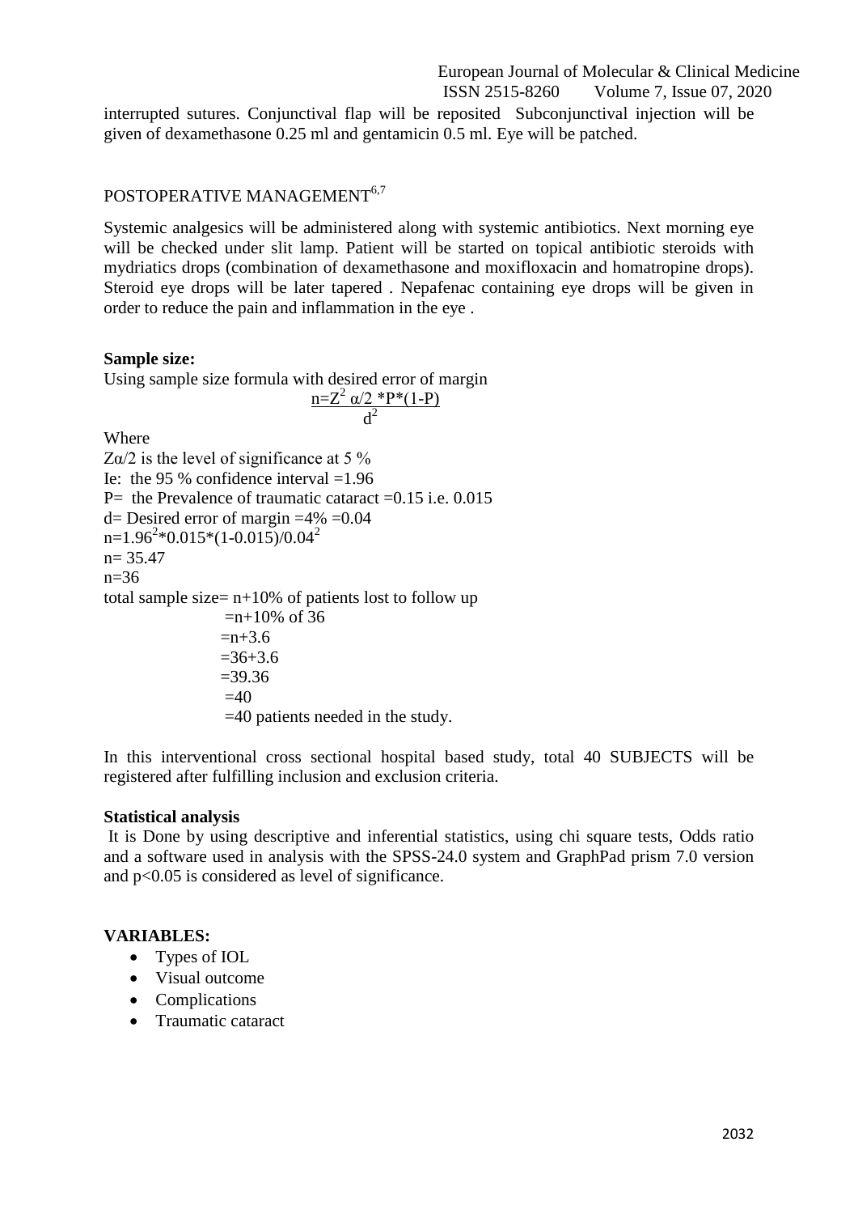interrupted sutures. Conjunctival flap will be reposited Subconjunctival injection will be given of dexamethasone 0.25 ml and gentamicin 0.5 ml. Eye will be patched.

POSTOPERATIVE MANAGEMENT[6,7]

Systemic analgesics will be administered along with systemic antibiotics. Next morning eye will be checked under slit lamp. Patient will be started on topical antibiotic steroids with mydriatics drops (combination of dexamethasone and moxifloxacin and homatropine drops). Steroid eye drops will be later tapered . Nepafenac containing eye drops will be given in order to reduce the pain and inflammation in the eye .

**Sample size:**

Using sample size formula with desired error of margin

$$n=\frac{Z^2\ \alpha/2 * P*(1-P)}{d^2}$$

Where

$Z\alpha/2$ is the level of significance at 5 %

Ie: the 95 % confidence interval =1.96

P= the Prevalence of traumatic cataract =0.15 i.e. 0.015

d= Desired error of margin =4% =0.04

$n=1.96^2*0.015*(1-0.015)/0.04^2$

n= 35.47

n=36

total sample size= n+10% of patients lost to follow up

=n+10% of 36

=n+3.6

=36+3.6

=39.36

=40

=40 patients needed in the study.

In this interventional cross sectional hospital based study, total 40 SUBJECTS will be registered after fulfilling inclusion and exclusion criteria.

**Statistical analysis**

It is Done by using descriptive and inferential statistics, using chi square tests, Odds ratio and a software used in analysis with the SPSS-24.0 system and GraphPad prism 7.0 version and $p<0.05$ is considered as level of significance.

**VARIABLES:**

- Types of IOL
- Visual outcome
- Complications
- Traumatic cataract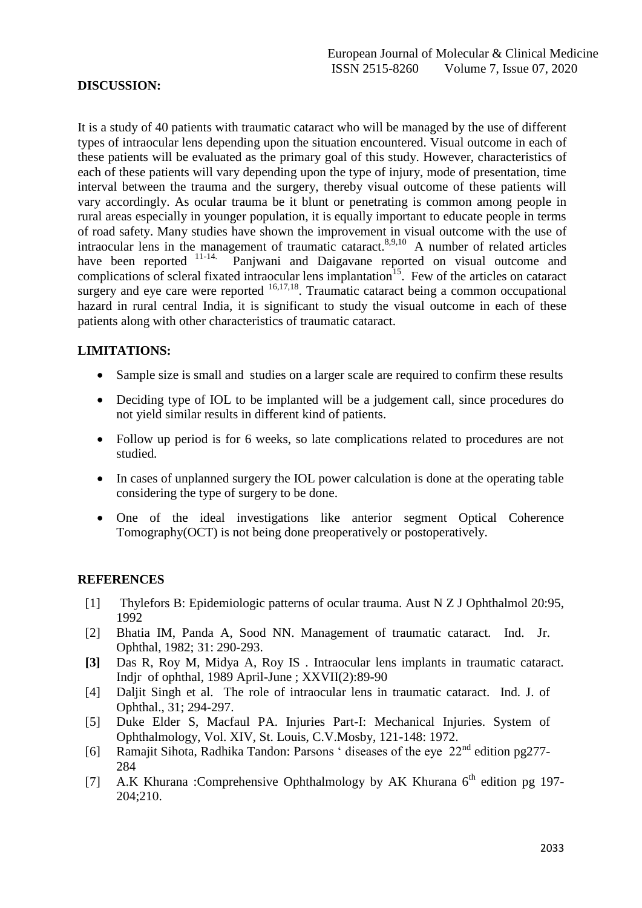## DISCUSSION:

It is a study of 40 patients with traumatic cataract who will be managed by the use of different types of intraocular lens depending upon the situation encountered. Visual outcome in each of these patients will be evaluated as the primary goal of this study. However, characteristics of each of these patients will vary depending upon the type of injury, mode of presentation, time interval between the trauma and the surgery, thereby visual outcome of these patients will vary accordingly. As ocular trauma be it blunt or penetrating is common among people in rural areas especially in younger population, it is equally important to educate people in terms of road safety. Many studies have shown the improvement in visual outcome with the use of intraocular lens in the management of traumatic cataract.[8,9,10] A number of related articles have been reported [11-14.] Panjwani and Daigavane reported on visual outcome and complications of scleral fixated intraocular lens implantation[15]. Few of the articles on cataract surgery and eye care were reported [16,17,18]. Traumatic cataract being a common occupational hazard in rural central India, it is significant to study the visual outcome in each of these patients along with other characteristics of traumatic cataract.

## LIMITATIONS:

- Sample size is small and studies on a larger scale are required to confirm these results
- Deciding type of IOL to be implanted will be a judgement call, since procedures do not yield similar results in different kind of patients.
- Follow up period is for 6 weeks, so late complications related to procedures are not studied.
- In cases of unplanned surgery the IOL power calculation is done at the operating table considering the type of surgery to be done.
- One of the ideal investigations like anterior segment Optical Coherence Tomography(OCT) is not being done preoperatively or postoperatively.

## REFERENCES

[1] Thylefors B: Epidemiologic patterns of ocular trauma. Aust N Z J Ophthalmol 20:95, 1992

[2] Bhatia IM, Panda A, Sood NN. Management of traumatic cataract. Ind. Jr. Ophthal, 1982; 31: 290-293.

**[3]** Das R, Roy M, Midya A, Roy IS . Intraocular lens implants in traumatic cataract. Indjr of ophthal, 1989 April-June ; XXVII(2):89-90

[4] Daljit Singh et al. The role of intraocular lens in traumatic cataract. Ind. J. of Ophthal., 31; 294-297.

[5] Duke Elder S, Macfaul PA. Injuries Part-I: Mechanical Injuries. System of Ophthalmology, Vol. XIV, St. Louis, C.V.Mosby, 121-148: 1972.

[6] Ramajit Sihota, Radhika Tandon: Parsons ' diseases of the eye 22nd edition pg277-284

[7] A.K Khurana :Comprehensive Ophthalmology by AK Khurana 6th edition pg 197-204;210.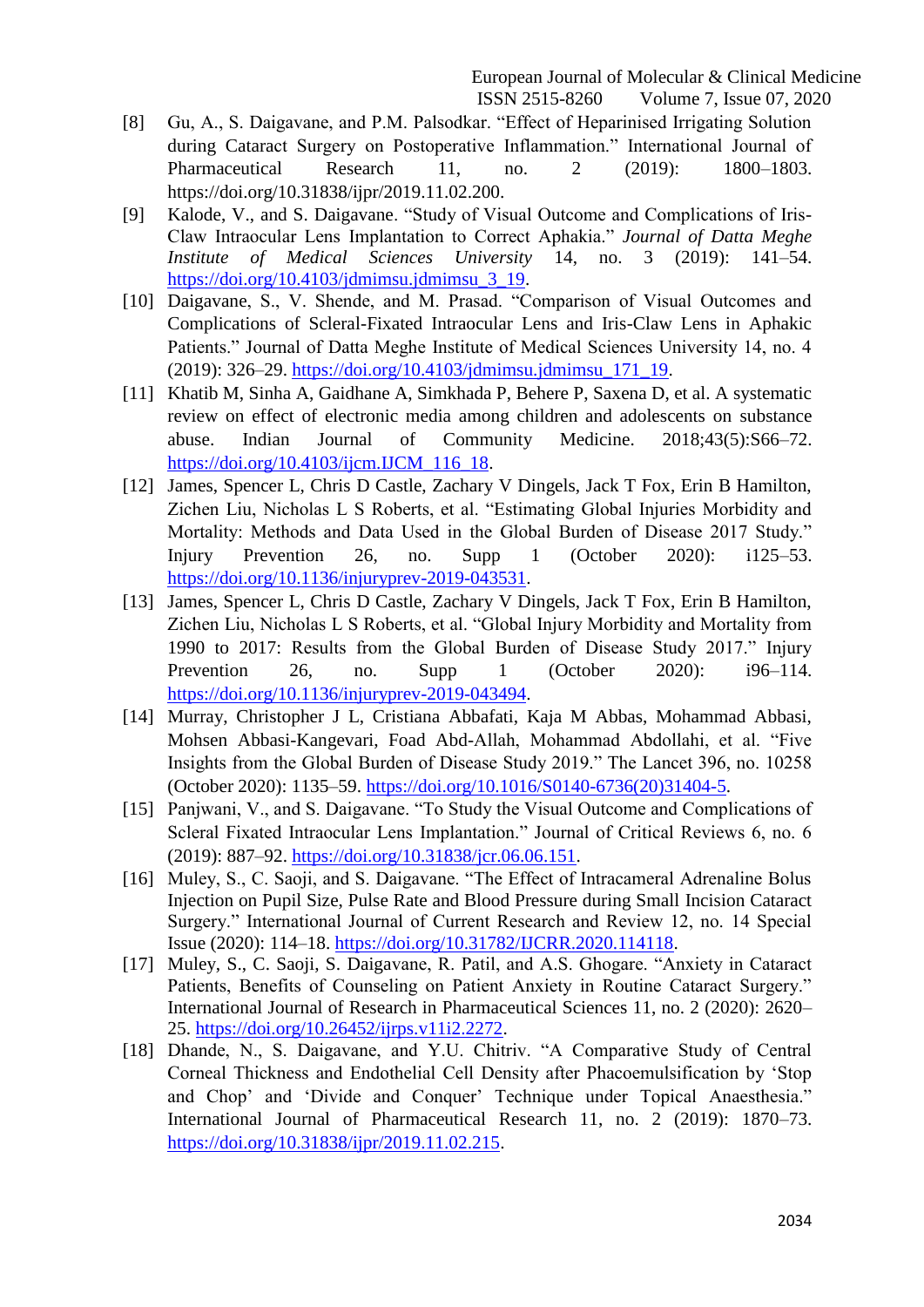[8] Gu, A., S. Daigavane, and P.M. Palsodkar. "Effect of Heparinised Irrigating Solution during Cataract Surgery on Postoperative Inflammation." International Journal of Pharmaceutical Research 11, no. 2 (2019): 1800–1803. https://doi.org/10.31838/ijpr/2019.11.02.200.

[9] Kalode, V., and S. Daigavane. "Study of Visual Outcome and Complications of Iris-Claw Intraocular Lens Implantation to Correct Aphakia." *Journal of Datta Meghe Institute of Medical Sciences University* 14, no. 3 (2019): 141–54. https://doi.org/10.4103/jdmimsu.jdmimsu_3_19.

[10] Daigavane, S., V. Shende, and M. Prasad. "Comparison of Visual Outcomes and Complications of Scleral-Fixated Intraocular Lens and Iris-Claw Lens in Aphakic Patients." Journal of Datta Meghe Institute of Medical Sciences University 14, no. 4 (2019): 326–29. https://doi.org/10.4103/jdmimsu.jdmimsu_171_19.

[11] Khatib M, Sinha A, Gaidhane A, Simkhada P, Behere P, Saxena D, et al. A systematic review on effect of electronic media among children and adolescents on substance abuse. Indian Journal of Community Medicine. 2018;43(5):S66–72. https://doi.org/10.4103/ijcm.IJCM_116_18.

[12] James, Spencer L, Chris D Castle, Zachary V Dingels, Jack T Fox, Erin B Hamilton, Zichen Liu, Nicholas L S Roberts, et al. "Estimating Global Injuries Morbidity and Mortality: Methods and Data Used in the Global Burden of Disease 2017 Study." Injury Prevention 26, no. Supp 1 (October 2020): i125–53. https://doi.org/10.1136/injuryprev-2019-043531.

[13] James, Spencer L, Chris D Castle, Zachary V Dingels, Jack T Fox, Erin B Hamilton, Zichen Liu, Nicholas L S Roberts, et al. "Global Injury Morbidity and Mortality from 1990 to 2017: Results from the Global Burden of Disease Study 2017." Injury Prevention 26, no. Supp 1 (October 2020): i96–114. https://doi.org/10.1136/injuryprev-2019-043494.

[14] Murray, Christopher J L, Cristiana Abbafati, Kaja M Abbas, Mohammad Abbasi, Mohsen Abbasi-Kangevari, Foad Abd-Allah, Mohammad Abdollahi, et al. "Five Insights from the Global Burden of Disease Study 2019." The Lancet 396, no. 10258 (October 2020): 1135–59. https://doi.org/10.1016/S0140-6736(20)31404-5.

[15] Panjwani, V., and S. Daigavane. "To Study the Visual Outcome and Complications of Scleral Fixated Intraocular Lens Implantation." Journal of Critical Reviews 6, no. 6 (2019): 887–92. https://doi.org/10.31838/jcr.06.06.151.

[16] Muley, S., C. Saoji, and S. Daigavane. "The Effect of Intracameral Adrenaline Bolus Injection on Pupil Size, Pulse Rate and Blood Pressure during Small Incision Cataract Surgery." International Journal of Current Research and Review 12, no. 14 Special Issue (2020): 114–18. https://doi.org/10.31782/IJCRR.2020.114118.

[17] Muley, S., C. Saoji, S. Daigavane, R. Patil, and A.S. Ghogare. "Anxiety in Cataract Patients, Benefits of Counseling on Patient Anxiety in Routine Cataract Surgery." International Journal of Research in Pharmaceutical Sciences 11, no. 2 (2020): 2620–25. https://doi.org/10.26452/ijrps.v11i2.2272.

[18] Dhande, N., S. Daigavane, and Y.U. Chitriv. "A Comparative Study of Central Corneal Thickness and Endothelial Cell Density after Phacoemulsification by 'Stop and Chop' and 'Divide and Conquer' Technique under Topical Anaesthesia." International Journal of Pharmaceutical Research 11, no. 2 (2019): 1870–73. https://doi.org/10.31838/ijpr/2019.11.02.215.